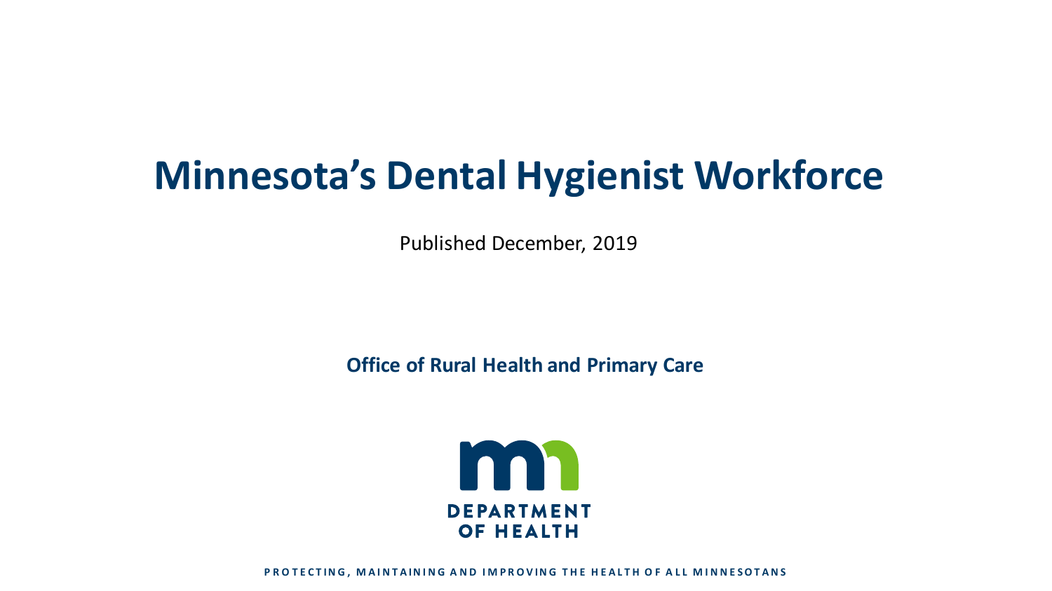# Minnesota's Dental Hygienist Workforce

Published December, 2019

**Office of Rural Health and Primary Care**

DEPARTMENT OF HEALTH

PROTECTING, MAINTAINING AND IMPROVING THE HEALTH OF ALL MINNESOTANS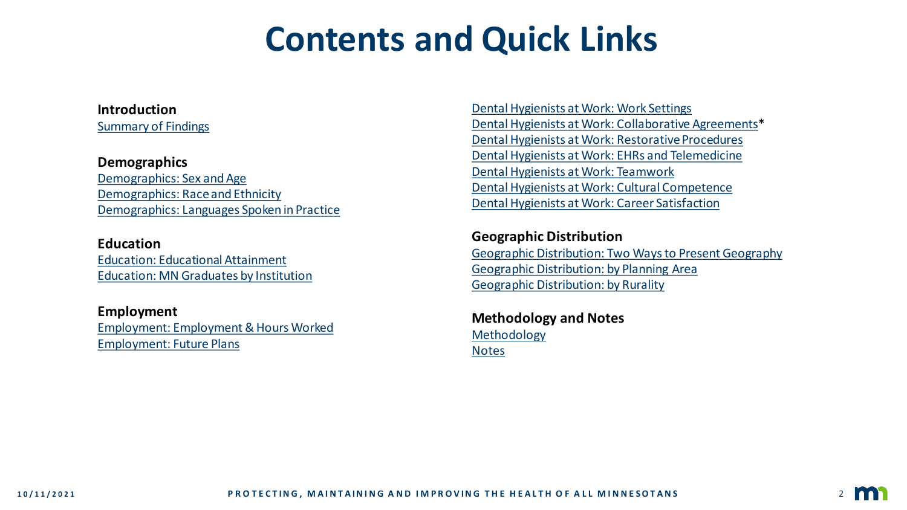# Contents and Quick Links

**Introduction**
Summary of Findings

**Demographics**
Demographics: Sex and Age
Demographics: Race and Ethnicity
Demographics: Languages Spoken in Practice

**Education**
Education: Educational Attainment
Education: MN Graduates by Institution

**Employment**
Employment: Employment & Hours Worked
Employment: Future Plans

Dental Hygienists at Work: Work Settings
Dental Hygienists at Work: Collaborative Agreements*
Dental Hygienists at Work: Restorative Procedures
Dental Hygienists at Work: EHRs and Telemedicine
Dental Hygienists at Work: Teamwork
Dental Hygienists at Work: Cultural Competence
Dental Hygienists at Work: Career Satisfaction

**Geographic Distribution**
Geographic Distribution: Two Ways to Present Geography
Geographic Distribution: by Planning Area
Geographic Distribution: by Rurality

**Methodology and Notes**
Methodology
Notes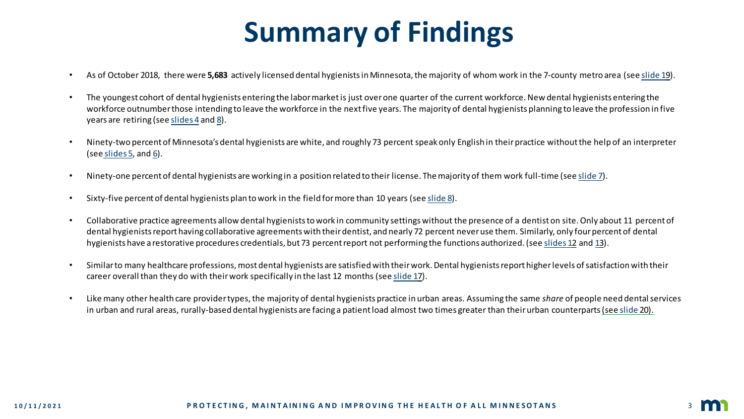# Summary of Findings

- As of October 2018, there were **5,683** actively licensed dental hygienists in Minnesota, the majority of whom work in the 7-county metro area (see slide 19).
- The youngest cohort of dental hygienists entering the labor market is just over one quarter of the current workforce. New dental hygienists entering the workforce outnumber those intending to leave the workforce in the next five years. The majority of dental hygienists planning to leave the profession in five years are retiring (see slides 4 and 8).
- Ninety-two percent of Minnesota's dental hygienists are white, and roughly 73 percent speak only English in their practice without the help of an interpreter (see slides 5, and 6).
- Ninety-one percent of dental hygienists are working in a position related to their license. The majority of them work full-time (see slide 7).
- Sixty-five percent of dental hygienists plan to work in the field for more than 10 years (see slide 8).
- Collaborative practice agreements allow dental hygienists to work in community settings without the presence of a dentist on site. Only about 11 percent of dental hygienists report having collaborative agreements with their dentist, and nearly 72 percent never use them. Similarly, only four percent of dental hygienists have a restorative procedures credentials, but 73 percent report not performing the functions authorized. (see slides 12 and 13).
- Similar to many healthcare professions, most dental hygienists are satisfied with their work. Dental hygienists report higher levels of satisfaction with their career overall than they do with their work specifically in the last 12 months (see slide 17).
- Like many other health care provider types, the majority of dental hygienists practice in urban areas. Assuming the same *share* of people need dental services in urban and rural areas, rurally-based dental hygienists are facing a patient load almost two times greater than their urban counterparts (see slide 20).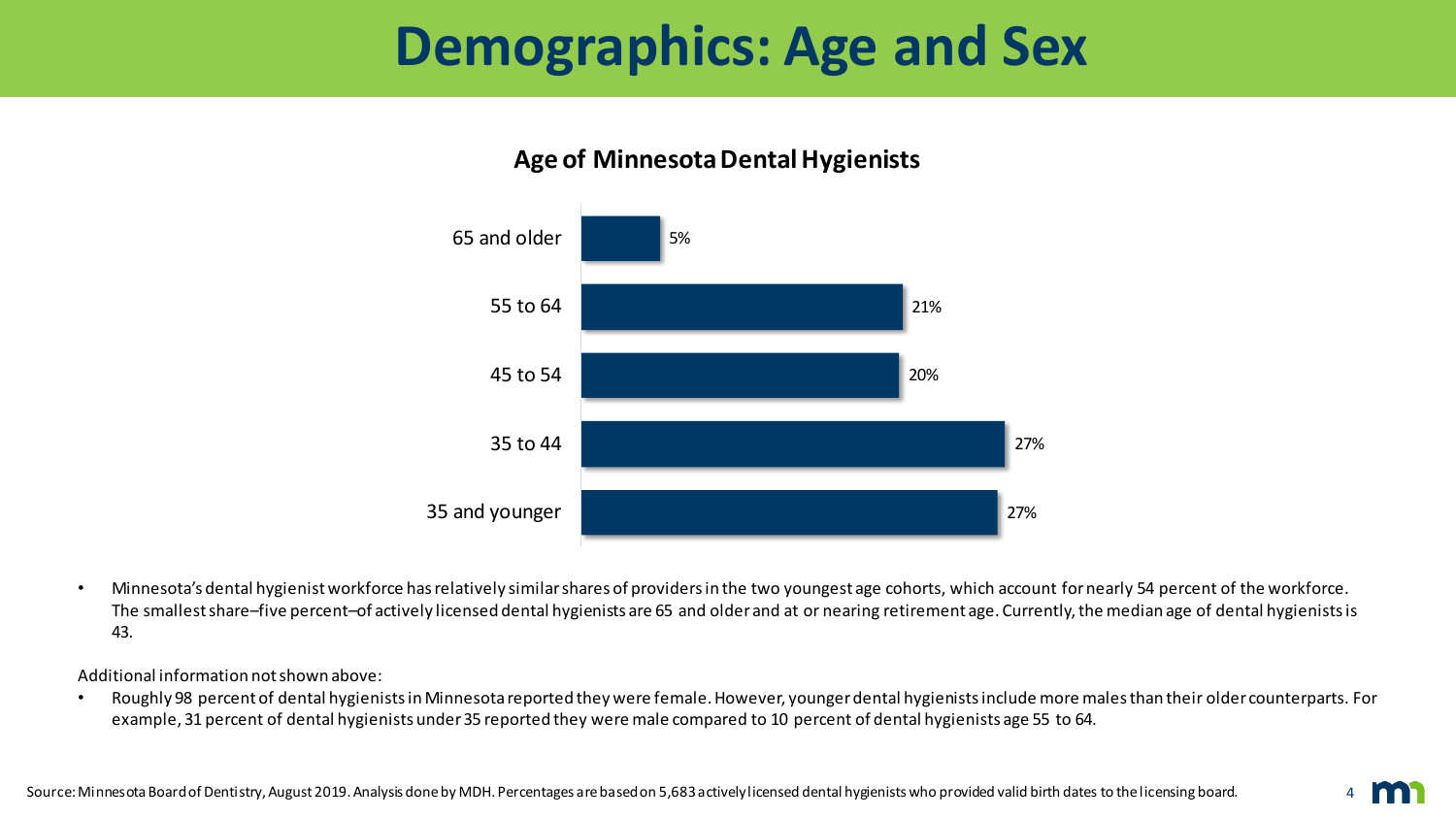# Demographics: Age and Sex

**Age of Minnesota Dental Hygienists**

| Age | Percent |
|---|---|
| 65 and older | 5% |
| 55 to 64 | 21% |
| 45 to 54 | 20% |
| 35 to 44 | 27% |
| 35 and younger | 27% |

- Minnesota's dental hygienist workforce has relatively similar shares of providers in the two youngest age cohorts, which account for nearly 54 percent of the workforce. The smallest share–five percent–of actively licensed dental hygienists are 65 and older and at or nearing retirement age. Currently, the median age of dental hygienists is 43.

Additional information not shown above:

- Roughly 98 percent of dental hygienists in Minnesota reported they were female. However, younger dental hygienists include more males than their older counterparts. For example, 31 percent of dental hygienists under 35 reported they were male compared to 10 percent of dental hygienists age 55 to 64.

Source: Minnesota Board of Dentistry, August 2019. Analysis done by MDH. Percentages are based on 5,683 actively licensed dental hygienists who provided valid birth dates to the licensing board.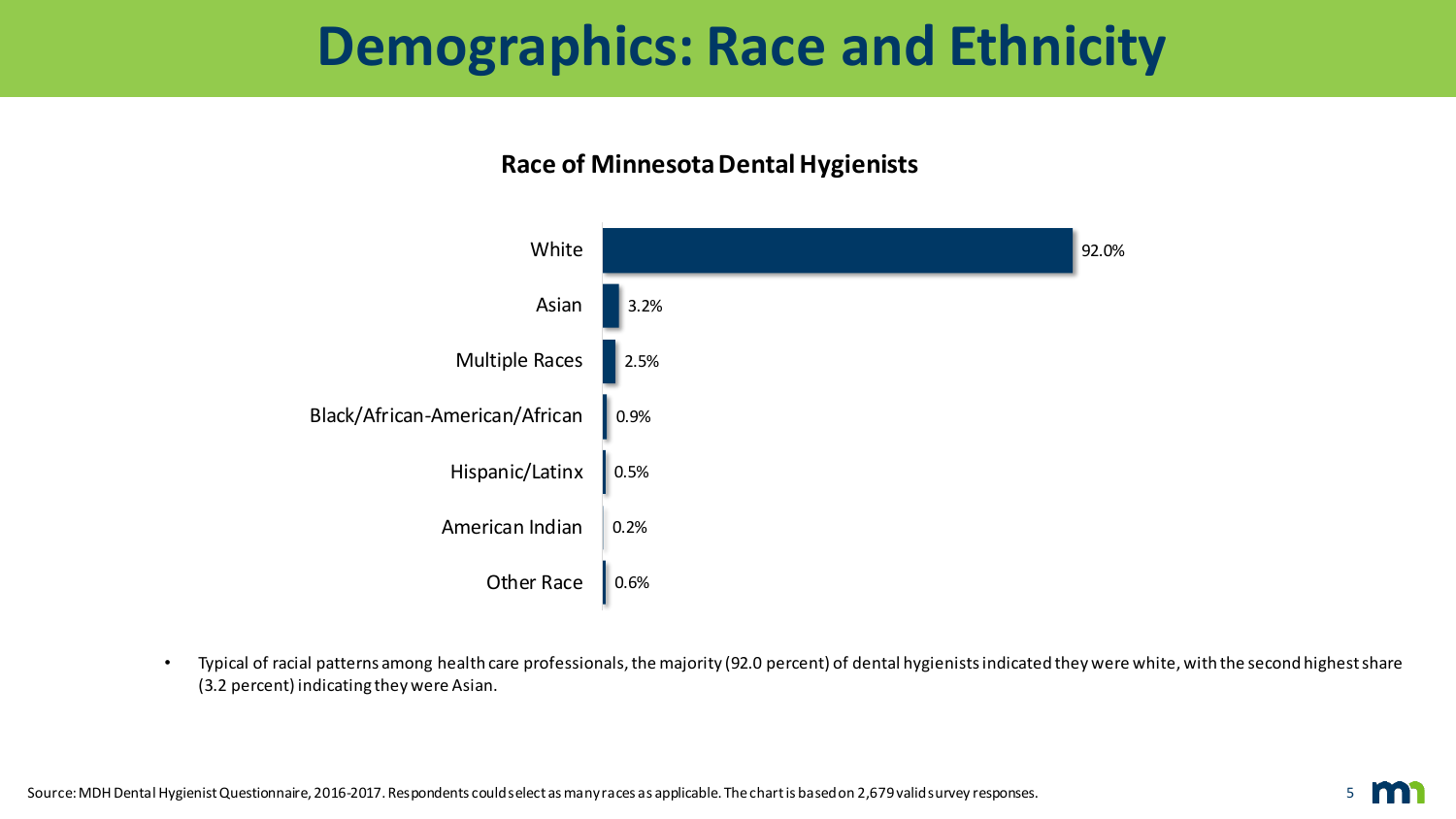# Demographics: Race and Ethnicity

### Race of Minnesota Dental Hygienists

| Race | Percent |
| --- | --- |
| White | 92.0% |
| Asian | 3.2% |
| Multiple Races | 2.5% |
| Black/African-American/African | 0.9% |
| Hispanic/Latinx | 0.5% |
| American Indian | 0.2% |
| Other Race | 0.6% |

- Typical of racial patterns among health care professionals, the majority (92.0 percent) of dental hygienists indicated they were white, with the second highest share (3.2 percent) indicating they were Asian.

Source: MDH Dental Hygienist Questionnaire, 2016-2017. Respondents could select as many races as applicable. The chart is based on 2,679 valid survey responses.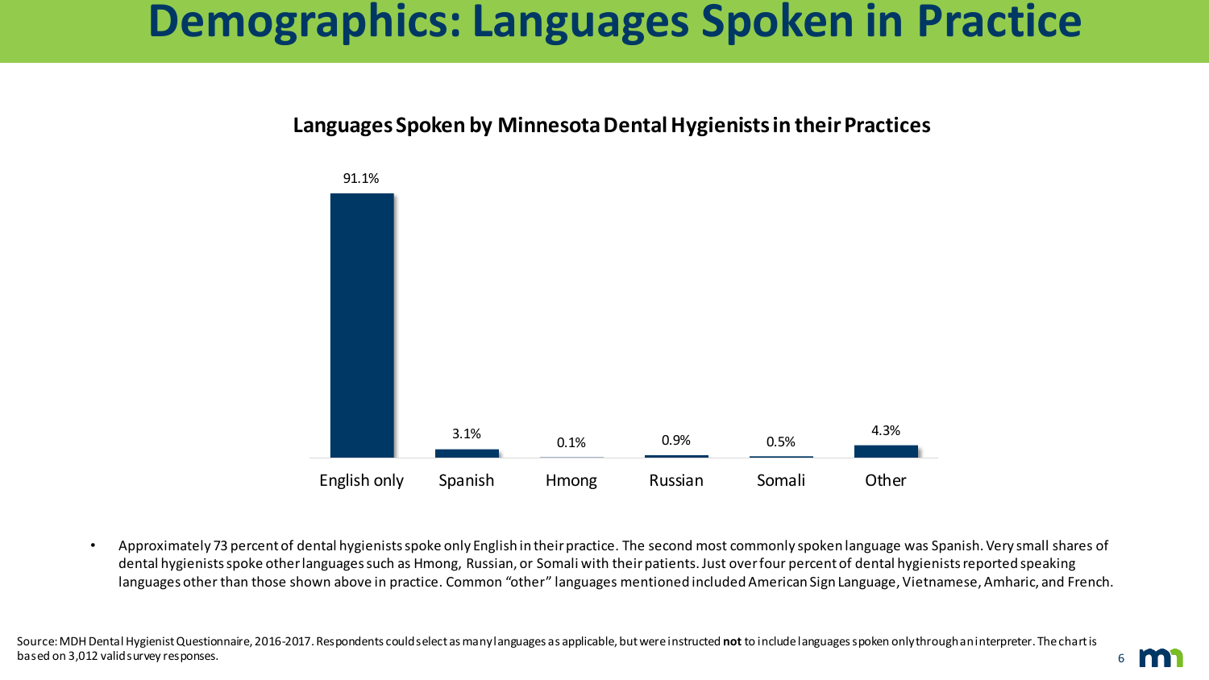# Demographics: Languages Spoken in Practice

**Languages Spoken by Minnesota Dental Hygienists in their Practices**

| Language | Percent |
| --- | --- |
| English only | 91.1% |
| Spanish | 3.1% |
| Hmong | 0.1% |
| Russian | 0.9% |
| Somali | 0.5% |
| Other | 4.3% |

- Approximately 73 percent of dental hygienists spoke only English in their practice. The second most commonly spoken language was Spanish. Very small shares of dental hygienists spoke other languages such as Hmong, Russian, or Somali with their patients. Just over four percent of dental hygienists reported speaking languages other than those shown above in practice. Common "other" languages mentioned included American Sign Language, Vietnamese, Amharic, and French.

Source: MDH Dental Hygienist Questionnaire, 2016-2017. Respondents could select as many languages as applicable, but were instructed **not** to include languages spoken only through an interpreter. The chart is based on 3,012 valid survey responses.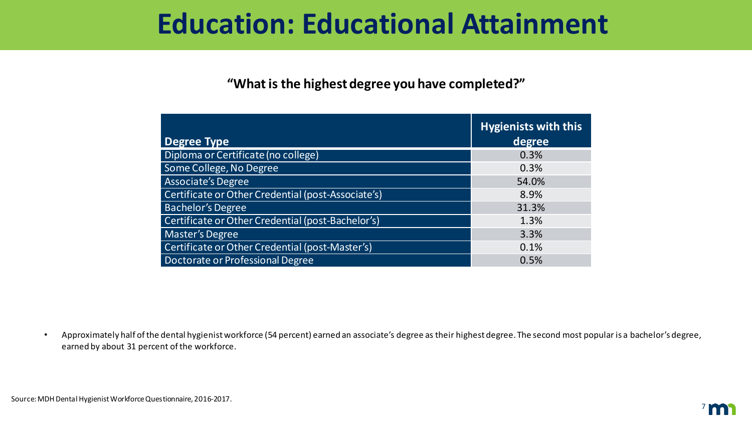# Education: Educational Attainment

**"What is the highest degree you have completed?"**

| Degree Type | Hygienists with this degree |
|---|---|
| Diploma or Certificate (no college) | 0.3% |
| Some College, No Degree | 0.3% |
| Associate's Degree | 54.0% |
| Certificate or Other Credential (post-Associate's) | 8.9% |
| Bachelor's Degree | 31.3% |
| Certificate or Other Credential (post-Bachelor's) | 1.3% |
| Master's Degree | 3.3% |
| Certificate or Other Credential (post-Master's) | 0.1% |
| Doctorate or Professional Degree | 0.5% |

- Approximately half of the dental hygienist workforce (54 percent) earned an associate's degree as their highest degree. The second most popular is a bachelor's degree, earned by about 31 percent of the workforce.

Source: MDH Dental Hygienist Workforce Questionnaire, 2016-2017.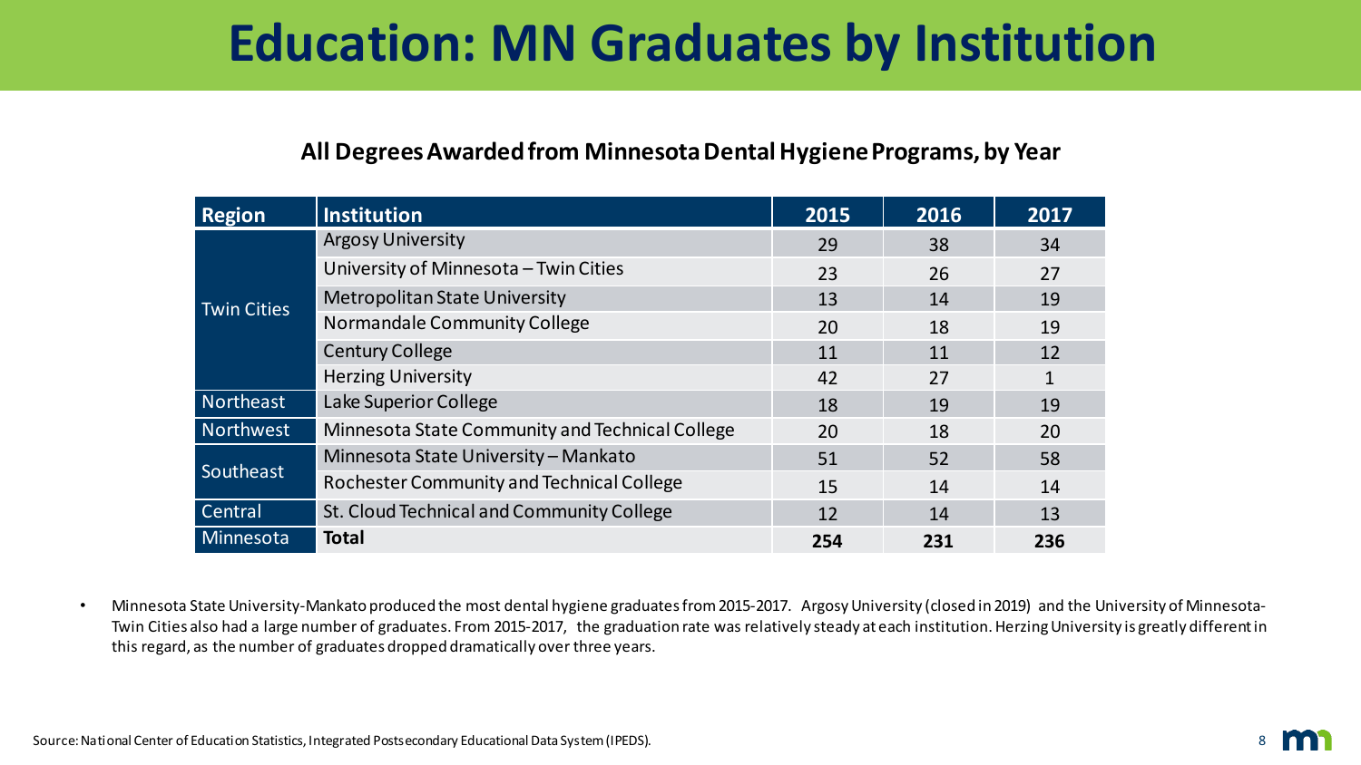# Education: MN Graduates by Institution

**All Degrees Awarded from Minnesota Dental Hygiene Programs, by Year**

| Region | Institution | 2015 | 2016 | 2017 |
|---|---|---|---|---|
| Twin Cities | Argosy University | 29 | 38 | 34 |
| | University of Minnesota – Twin Cities | 23 | 26 | 27 |
| | Metropolitan State University | 13 | 14 | 19 |
| | Normandale Community College | 20 | 18 | 19 |
| | Century College | 11 | 11 | 12 |
| | Herzing University | 42 | 27 | 1 |
| Northeast | Lake Superior College | 18 | 19 | 19 |
| Northwest | Minnesota State Community and Technical College | 20 | 18 | 20 |
| Southeast | Minnesota State University – Mankato | 51 | 52 | 58 |
| | Rochester Community and Technical College | 15 | 14 | 14 |
| Central | St. Cloud Technical and Community College | 12 | 14 | 13 |
| Minnesota | **Total** | **254** | **231** | **236** |

- Minnesota State University-Mankato produced the most dental hygiene graduates from 2015-2017. Argosy University (closed in 2019) and the University of Minnesota-Twin Cities also had a large number of graduates. From 2015-2017, the graduation rate was relatively steady at each institution. Herzing University is greatly different in this regard, as the number of graduates dropped dramatically over three years.

Source: National Center of Education Statistics, Integrated Postsecondary Educational Data System (IPEDS).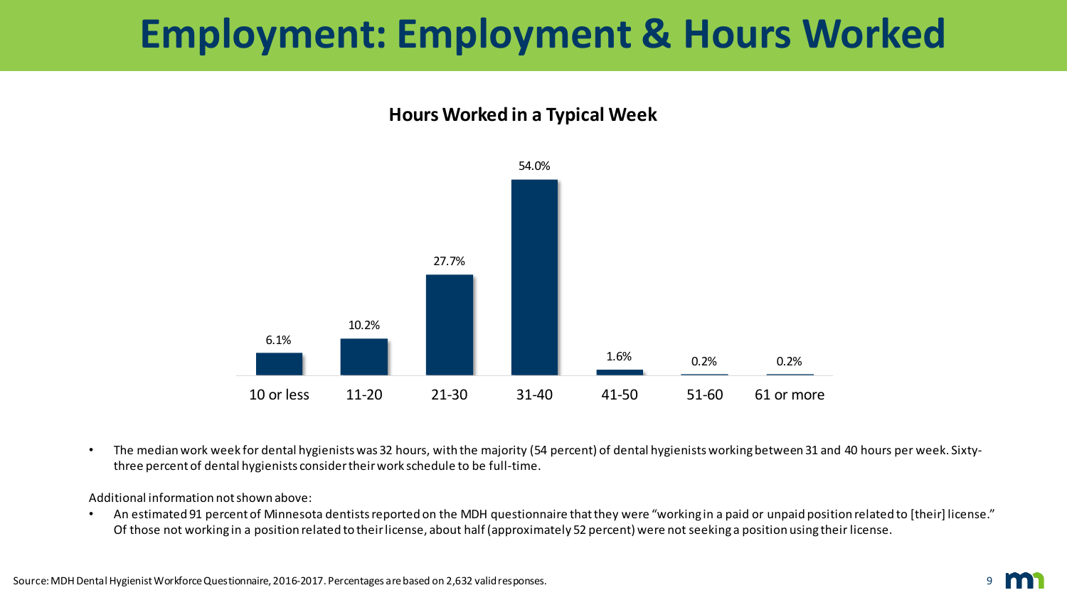# Employment: Employment & Hours Worked

### Hours Worked in a Typical Week

| Hours | Percent |
|---|---|
| 10 or less | 6.1% |
| 11-20 | 10.2% |
| 21-30 | 27.7% |
| 31-40 | 54.0% |
| 41-50 | 1.6% |
| 51-60 | 0.2% |
| 61 or more | 0.2% |

- The median work week for dental hygienists was 32 hours, with the majority (54 percent) of dental hygienists working between 31 and 40 hours per week. Sixty-three percent of dental hygienists consider their work schedule to be full-time.

Additional information not shown above:

- An estimated 91 percent of Minnesota dentists reported on the MDH questionnaire that they were "working in a paid or unpaid position related to [their] license." Of those not working in a position related to their license, about half (approximately 52 percent) were not seeking a position using their license.

Source: MDH Dental Hygienist Workforce Questionnaire, 2016-2017. Percentages are based on 2,632 valid responses.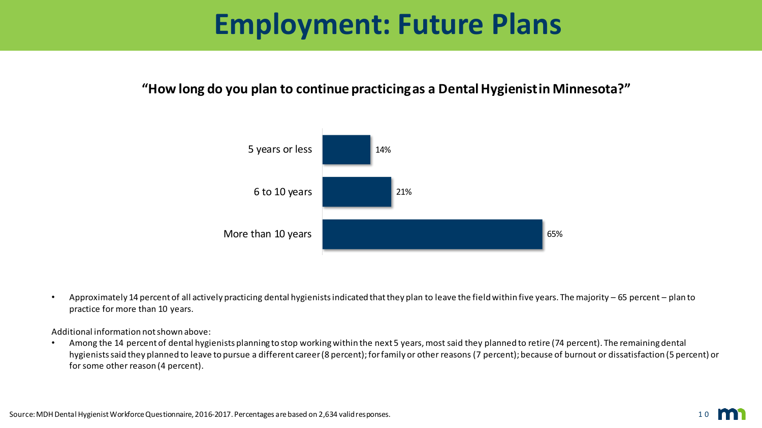# Employment: Future Plans

**"How long do you plan to continue practicing as a Dental Hygienist in Minnesota?"**

| | |
|---|---|
| 5 years or less | 14% |
| 6 to 10 years | 21% |
| More than 10 years | 65% |

- Approximately 14 percent of all actively practicing dental hygienists indicated that they plan to leave the field within five years. The majority – 65 percent – plan to practice for more than 10 years.

Additional information not shown above:

- Among the 14 percent of dental hygienists planning to stop working within the next 5 years, most said they planned to retire (74 percent). The remaining dental hygienists said they planned to leave to pursue a different career (8 percent); for family or other reasons (7 percent); because of burnout or dissatisfaction (5 percent) or for some other reason (4 percent).

Source: MDH Dental Hygienist Workforce Questionnaire, 2016-2017. Percentages are based on 2,634 valid responses.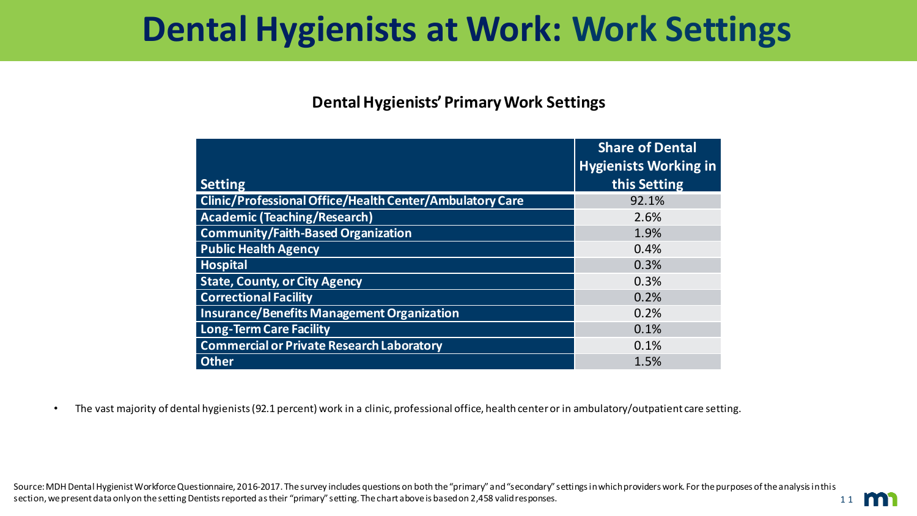# Dental Hygienists at Work: Work Settings

### Dental Hygienists' Primary Work Settings

| Setting | Share of Dental Hygienists Working in this Setting |
|---|---|
| Clinic/Professional Office/Health Center/Ambulatory Care | 92.1% |
| Academic (Teaching/Research) | 2.6% |
| Community/Faith-Based Organization | 1.9% |
| Public Health Agency | 0.4% |
| Hospital | 0.3% |
| State, County, or City Agency | 0.3% |
| Correctional Facility | 0.2% |
| Insurance/Benefits Management Organization | 0.2% |
| Long-Term Care Facility | 0.1% |
| Commercial or Private Research Laboratory | 0.1% |
| Other | 1.5% |

- The vast majority of dental hygienists (92.1 percent) work in a clinic, professional office, health center or in ambulatory/outpatient care setting.

Source: MDH Dental Hygienist Workforce Questionnaire, 2016-2017. The survey includes questions on both the "primary" and "secondary" settings in which providers work. For the purposes of the analysis in this section, we present data only on the setting Dentists reported as their "primary" setting. The chart above is based on 2,458 valid responses.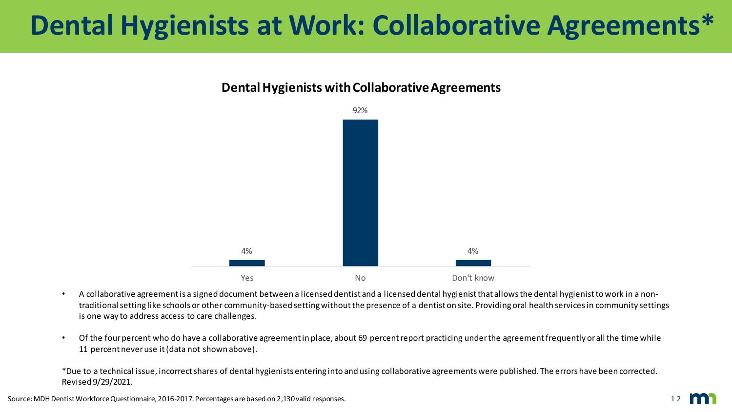# Dental Hygienists at Work: Collaborative Agreements*

## Dental Hygienists with Collaborative Agreements

| Response | Percent |
|---|---|
| Yes | 4% |
| No | 92% |
| Don't know | 4% |

- A collaborative agreement is a signed document between a licensed dentist and a licensed dental hygienist that allows the dental hygienist to work in a non-traditional setting like schools or other community-based setting without the presence of a dentist on site. Providing oral health services in community settings is one way to address access to care challenges.
- Of the four percent who do have a collaborative agreement in place, about 69 percent report practicing under the agreement frequently or all the time while 11 percent never use it (data not shown above).

*Due to a technical issue, incorrect shares of dental hygienists entering into and using collaborative agreements were published. The errors have been corrected. Revised 9/29/2021.

Source: MDH Dentist Workforce Questionnaire, 2016-2017. Percentages are based on 2,130 valid responses.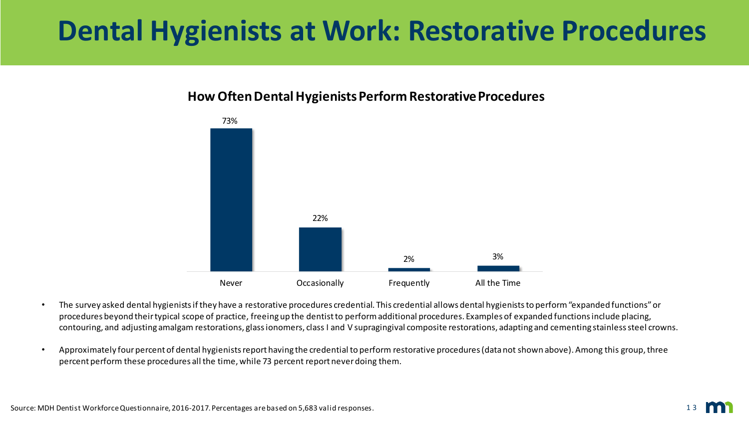# Dental Hygienists at Work: Restorative Procedures

**How Often Dental Hygienists Perform Restorative Procedures**

| Never | Occasionally | Frequently | All the Time |
| --- | --- | --- | --- |
| 73% | 22% | 2% | 3% |

- The survey asked dental hygienists if they have a restorative procedures credential. This credential allows dental hygienists to perform "expanded functions" or procedures beyond their typical scope of practice, freeing up the dentist to perform additional procedures. Examples of expanded functions include placing, contouring, and adjusting amalgam restorations, glass ionomers, class I and V supragingival composite restorations, adapting and cementing stainless steel crowns.

- Approximately four percent of dental hygienists report having the credential to perform restorative procedures (data not shown above). Among this group, three percent perform these procedures all the time, while 73 percent report never doing them.

Source: MDH Dentist Workforce Questionnaire, 2016-2017. Percentages are based on 5,683 valid responses.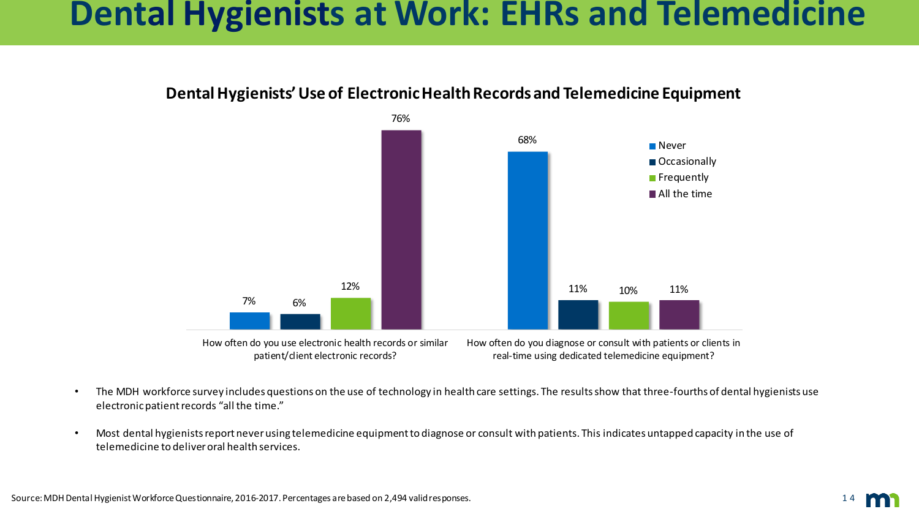# Dental Hygienists at Work: EHRs and Telemedicine

## Dental Hygienists' Use of Electronic Health Records and Telemedicine Equipment

| | Never | Occasionally | Frequently | All the time |
|---|---|---|---|---|
| How often do you use electronic health records or similar patient/client electronic records? | 7% | 6% | 12% | 76% |
| How often do you diagnose or consult with patients or clients in real-time using dedicated telemedicine equipment? | 68% | 11% | 10% | 11% |

- The MDH workforce survey includes questions on the use of technology in health care settings. The results show that three-fourths of dental hygienists use electronic patient records "all the time."
- Most dental hygienists report never using telemedicine equipment to diagnose or consult with patients. This indicates untapped capacity in the use of telemedicine to deliver oral health services.

Source: MDH Dental Hygienist Workforce Questionnaire, 2016-2017. Percentages are based on 2,494 valid responses.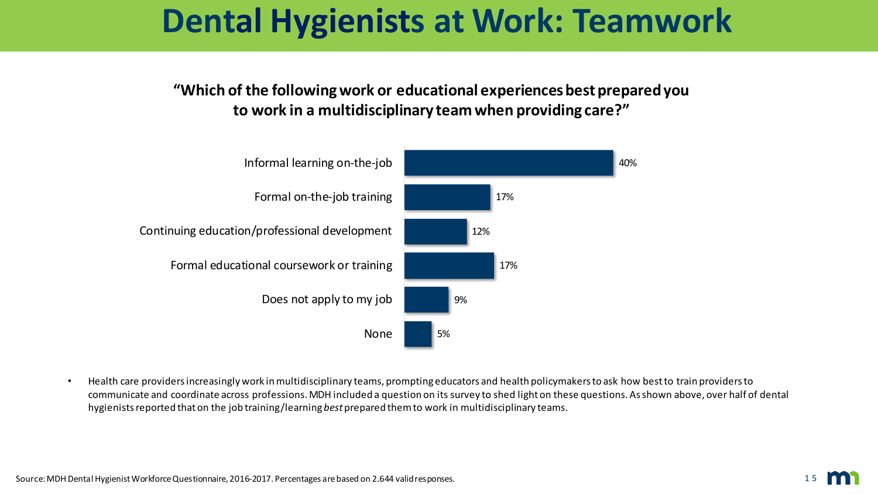# Dental Hygienists at Work: Teamwork

**"Which of the following work or educational experiences best prepared you to work in a multidisciplinary team when providing care?"**

| Response | Percent |
|---|---|
| Informal learning on-the-job | 40% |
| Formal on-the-job training | 17% |
| Continuing education/professional development | 12% |
| Formal educational coursework or training | 17% |
| Does not apply to my job | 9% |
| None | 5% |

- Health care providers increasingly work in multidisciplinary teams, prompting educators and health policymakers to ask how best to train providers to communicate and coordinate across professions. MDH included a question on its survey to shed light on these questions. As shown above, over half of dental hygienists reported that on the job training/learning *best* prepared them to work in multidisciplinary teams.

Source: MDH Dental Hygienist Workforce Questionnaire, 2016-2017. Percentages are based on 2.644 valid responses.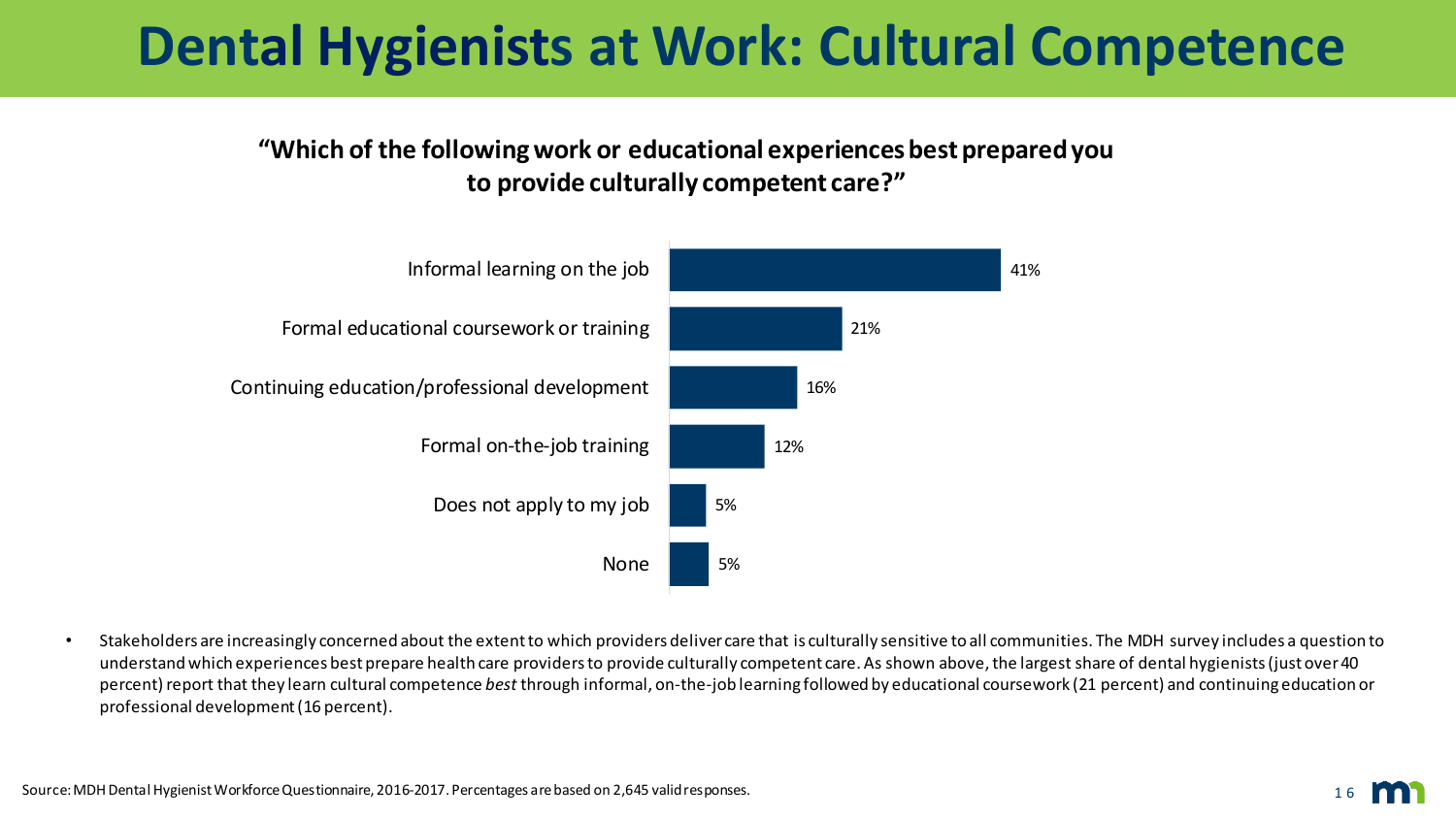# Dental Hygienists at Work: Cultural Competence

**"Which of the following work or educational experiences best prepared you to provide culturally competent care?"**

| Experience | Percent |
|---|---|
| Informal learning on the job | 41% |
| Formal educational coursework or training | 21% |
| Continuing education/professional development | 16% |
| Formal on-the-job training | 12% |
| Does not apply to my job | 5% |
| None | 5% |

- Stakeholders are increasingly concerned about the extent to which providers deliver care that is culturally sensitive to all communities. The MDH survey includes a question to understand which experiences best prepare health care providers to provide culturally competent care. As shown above, the largest share of dental hygienists (just over 40 percent) report that they learn cultural competence *best* through informal, on-the-job learning followed by educational coursework (21 percent) and continuing education or professional development (16 percent).

Source: MDH Dental Hygienist Workforce Questionnaire, 2016-2017. Percentages are based on 2,645 valid responses.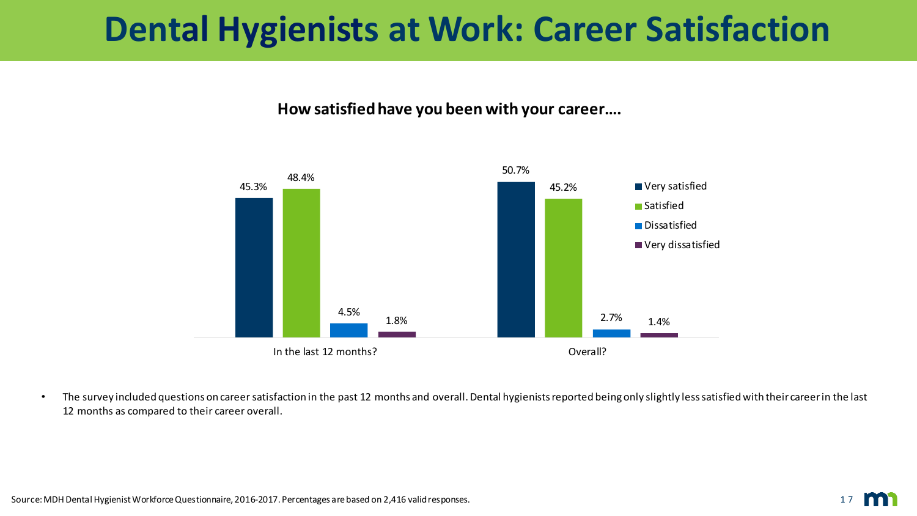# Dental Hygienists at Work: Career Satisfaction

**How satisfied have you been with your career….**

| | Very satisfied | Satisfied | Dissatisfied | Very dissatisfied |
|---|---|---|---|---|
| In the last 12 months? | 45.3% | 48.4% | 4.5% | 1.8% |
| Overall? | 50.7% | 45.2% | 2.7% | 1.4% |

- The survey included questions on career satisfaction in the past 12 months and overall. Dental hygienists reported being only slightly less satisfied with their career in the last 12 months as compared to their career overall.

Source: MDH Dental Hygienist Workforce Questionnaire, 2016-2017. Percentages are based on 2,416 valid responses.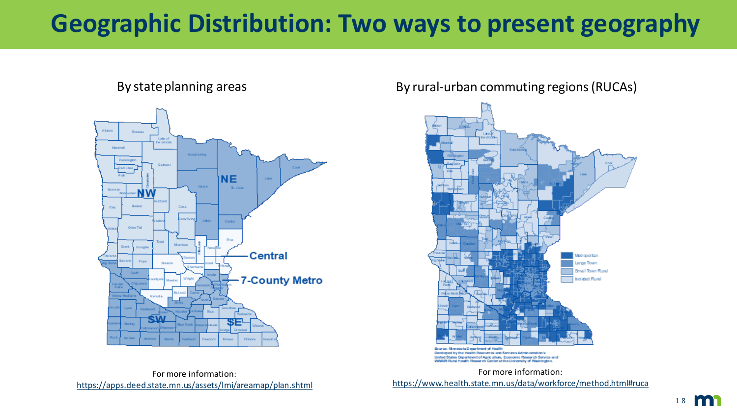# Geographic Distribution: Two ways to present geography

By state planning areas

For more information:
https://apps.deed.state.mn.us/assets/lmi/areamap/plan.shtml

By rural-urban commuting regions (RUCAs)

Source: Minnesota Department of Health
Developed by the Health Resources and Services Administration's United States Department of Agriculture, Economic Research Service and WWAMI Rural Health Research Center at the University of Washington.

For more information:
https://www.health.state.mn.us/data/workforce/method.html#ruca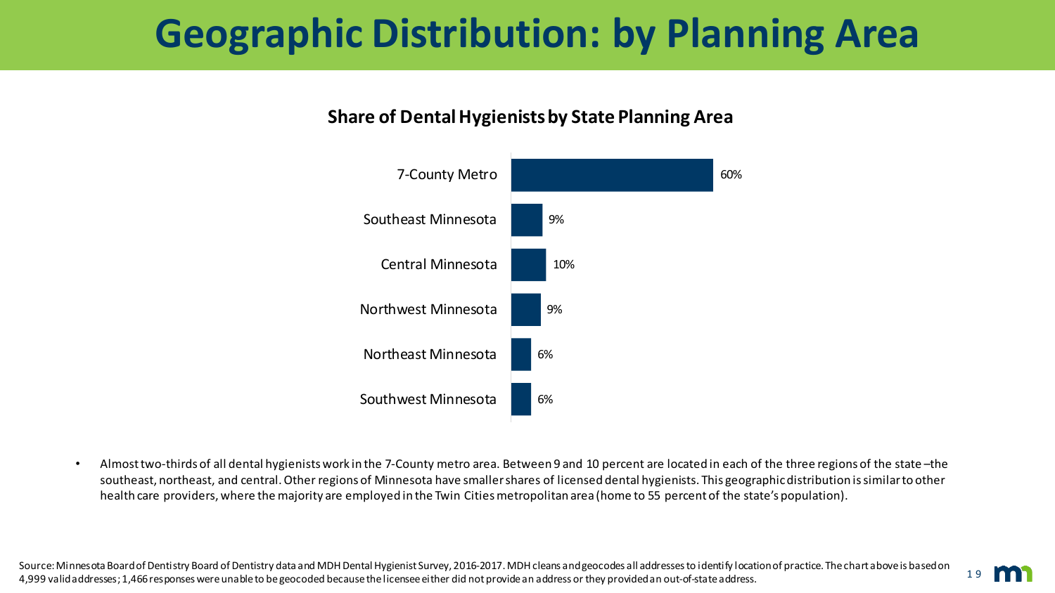# Geographic Distribution: by Planning Area

**Share of Dental Hygienists by State Planning Area**

| State Planning Area | Share |
| --- | --- |
| 7-County Metro | 60% |
| Southeast Minnesota | 9% |
| Central Minnesota | 10% |
| Northwest Minnesota | 9% |
| Northeast Minnesota | 6% |
| Southwest Minnesota | 6% |

- Almost two-thirds of all dental hygienists work in the 7-County metro area. Between 9 and 10 percent are located in each of the three regions of the state –the southeast, northeast, and central. Other regions of Minnesota have smaller shares of licensed dental hygienists. This geographic distribution is similar to other health care providers, where the majority are employed in the Twin Cities metropolitan area (home to 55 percent of the state's population).

Source: Minnesota Board of Dentistry Board of Dentistry data and MDH Dental Hygienist Survey, 2016-2017. MDH cleans and geocodes all addresses to identify location of practice. The chart above is based on 4,999 valid addresses; 1,466 responses were unable to be geocoded because the licensee either did not provide an address or they provided an out-of-state address.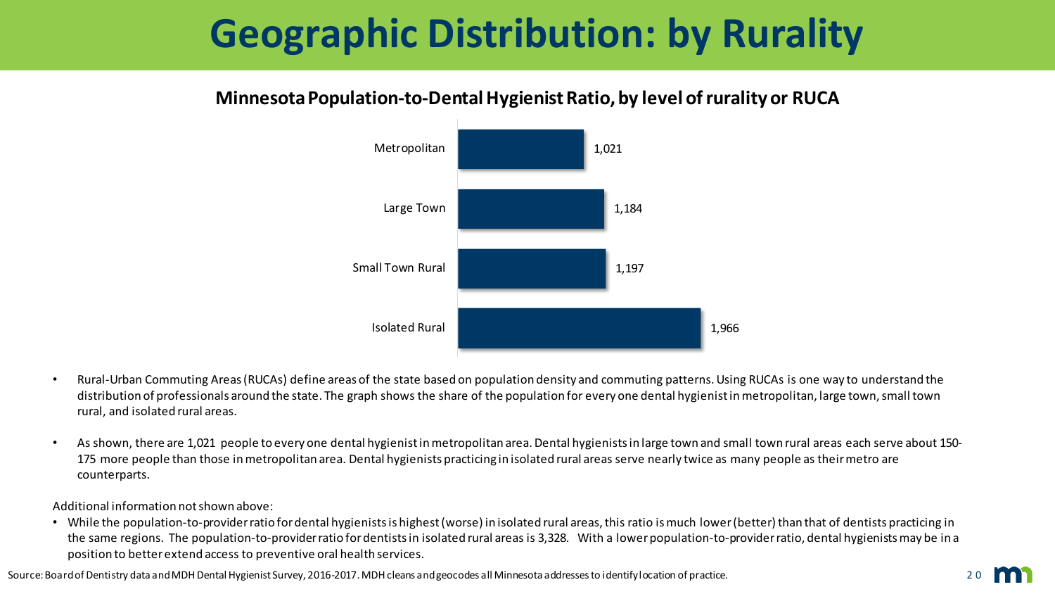# Geographic Distribution: by Rurality

## Minnesota Population-to-Dental Hygienist Ratio, by level of rurality or RUCA

| Level of rurality | Population-to-Dental Hygienist Ratio |
|---|---|
| Metropolitan | 1,021 |
| Large Town | 1,184 |
| Small Town Rural | 1,197 |
| Isolated Rural | 1,966 |

- Rural-Urban Commuting Areas (RUCAs) define areas of the state based on population density and commuting patterns. Using RUCAs is one way to understand the distribution of professionals around the state. The graph shows the share of the population for every one dental hygienist in metropolitan, large town, small town rural, and isolated rural areas.
- As shown, there are 1,021 people to every one dental hygienist in metropolitan area. Dental hygienists in large town and small town rural areas each serve about 150-175 more people than those in metropolitan area. Dental hygienists practicing in isolated rural areas serve nearly twice as many people as their metro are counterparts.

Additional information not shown above:

- While the population-to-provider ratio for dental hygienists is highest (worse) in isolated rural areas, this ratio is much lower (better) than that of dentists practicing in the same regions. The population-to-provider ratio for dentists in isolated rural areas is 3,328. With a lower population-to-provider ratio, dental hygienists may be in a position to better extend access to preventive oral health services.

Source: Board of Dentistry data and MDH Dental Hygienist Survey, 2016-2017. MDH cleans and geocodes all Minnesota addresses to identify location of practice.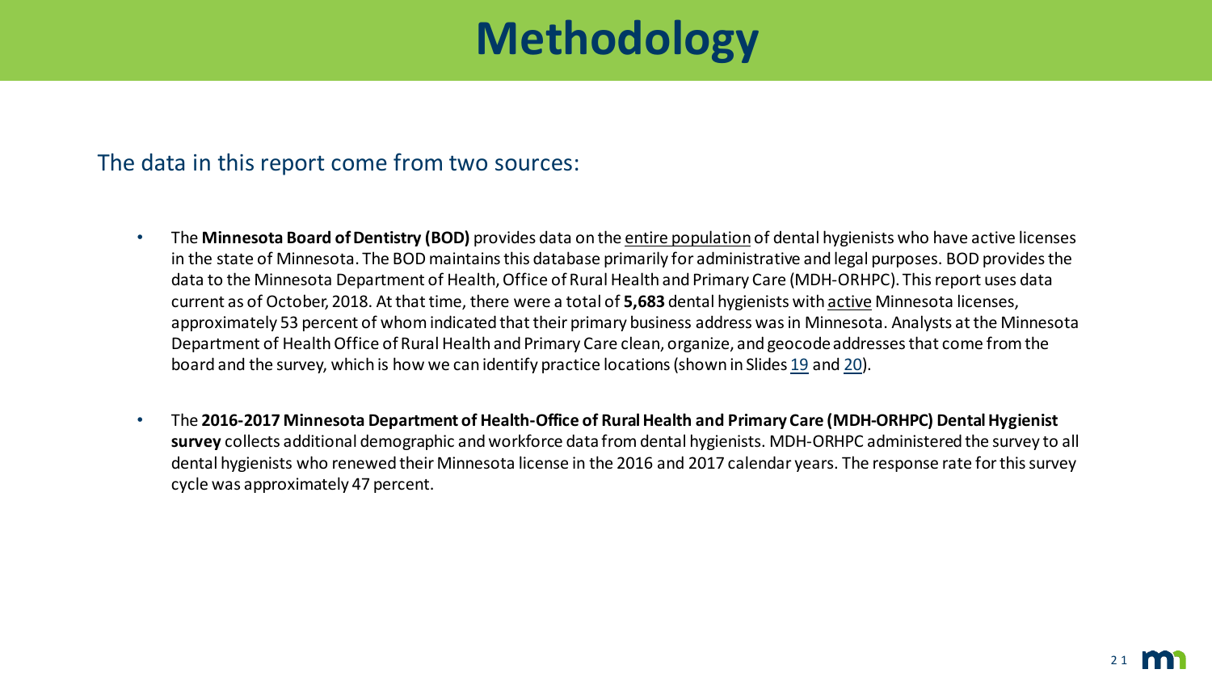# Methodology

The data in this report come from two sources:

- The **Minnesota Board of Dentistry (BOD)** provides data on the entire population of dental hygienists who have active licenses in the state of Minnesota. The BOD maintains this database primarily for administrative and legal purposes. BOD provides the data to the Minnesota Department of Health, Office of Rural Health and Primary Care (MDH-ORHPC). This report uses data current as of October, 2018. At that time, there were a total of **5,683** dental hygienists with active Minnesota licenses, approximately 53 percent of whom indicated that their primary business address was in Minnesota. Analysts at the Minnesota Department of Health Office of Rural Health and Primary Care clean, organize, and geocode addresses that come from the board and the survey, which is how we can identify practice locations (shown in Slides 19 and 20).

- The **2016-2017 Minnesota Department of Health-Office of Rural Health and Primary Care (MDH-ORHPC) Dental Hygienist survey** collects additional demographic and workforce data from dental hygienists. MDH-ORHPC administered the survey to all dental hygienists who renewed their Minnesota license in the 2016 and 2017 calendar years. The response rate for this survey cycle was approximately 47 percent.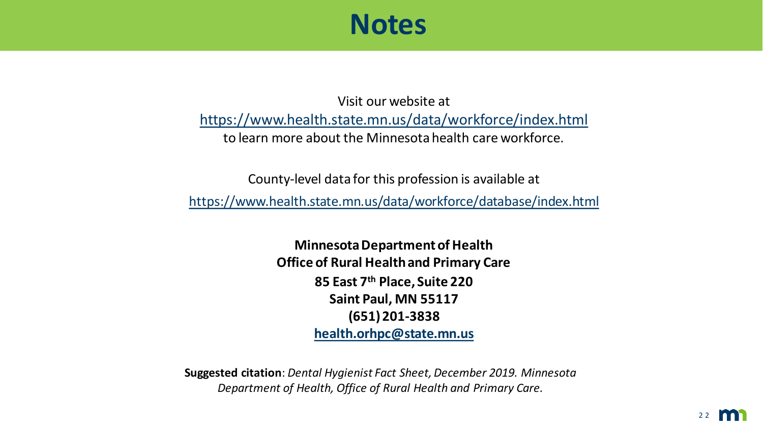# Notes

Visit our website at

https://www.health.state.mn.us/data/workforce/index.html

to learn more about the Minnesota health care workforce.

County-level data for this profession is available at

https://www.health.state.mn.us/data/workforce/database/index.html

**Minnesota Department of Health**
**Office of Rural Health and Primary Care**
**85 East 7th Place, Suite 220**
**Saint Paul, MN 55117**
**(651) 201-3838**
**health.orhpc@state.mn.us**

**Suggested citation**: *Dental Hygienist Fact Sheet, December 2019. Minnesota Department of Health, Office of Rural Health and Primary Care.*